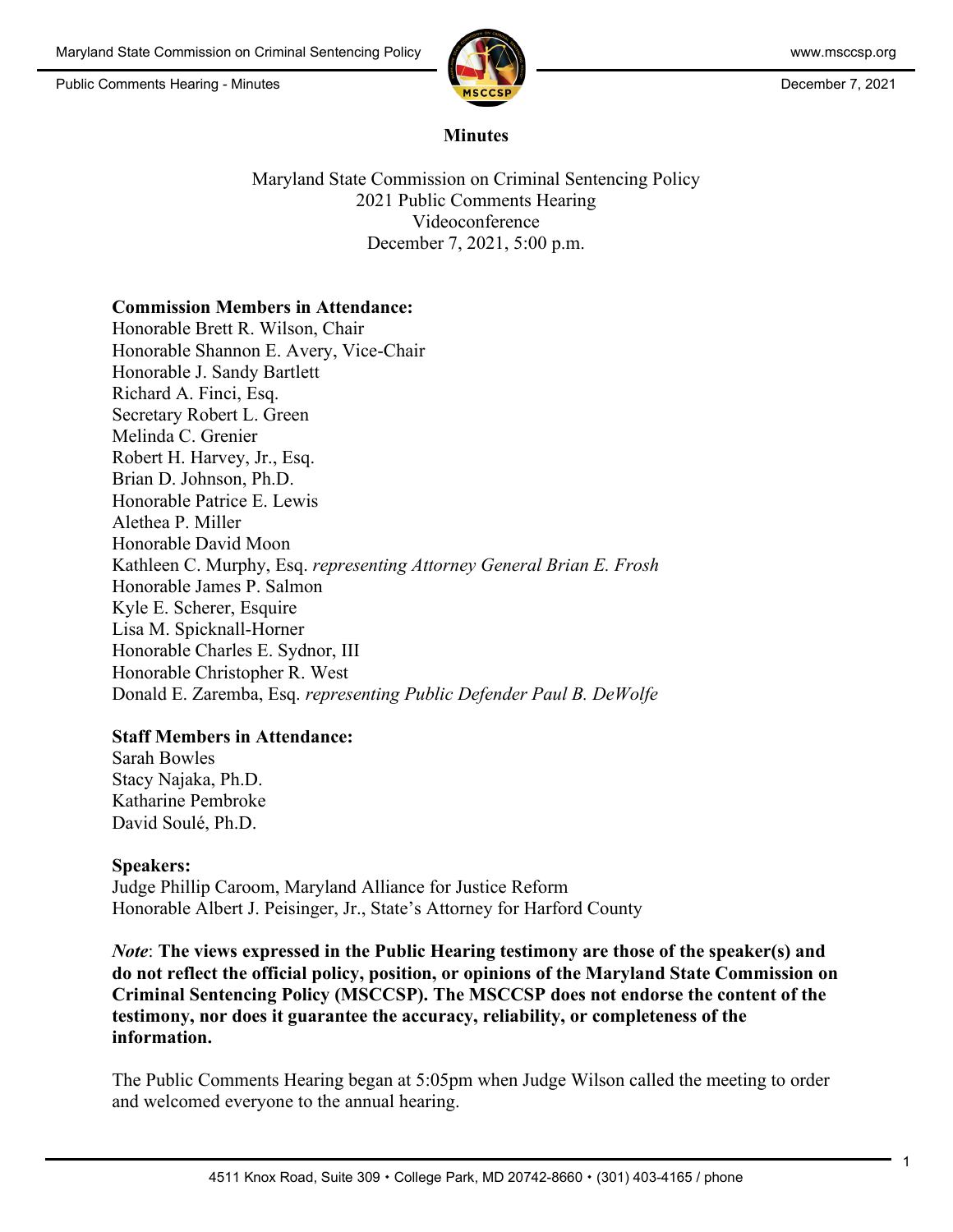# Minutes

Maryland State Commission on Criminal Sentencing Policy
2021 Public Comments Hearing
Videoconference
December 7, 2021, 5:00 p.m.

**Commission Members in Attendance:**
Honorable Brett R. Wilson, Chair
Honorable Shannon E. Avery, Vice-Chair
Honorable J. Sandy Bartlett
Richard A. Finci, Esq.
Secretary Robert L. Green
Melinda C. Grenier
Robert H. Harvey, Jr., Esq.
Brian D. Johnson, Ph.D.
Honorable Patrice E. Lewis
Alethea P. Miller
Honorable David Moon
Kathleen C. Murphy, Esq. *representing Attorney General Brian E. Frosh*
Honorable James P. Salmon
Kyle E. Scherer, Esquire
Lisa M. Spicknall-Horner
Honorable Charles E. Sydnor, III
Honorable Christopher R. West
Donald E. Zaremba, Esq. *representing Public Defender Paul B. DeWolfe*

**Staff Members in Attendance:**
Sarah Bowles
Stacy Najaka, Ph.D.
Katharine Pembroke
David Soulé, Ph.D.

**Speakers:**
Judge Phillip Caroom, Maryland Alliance for Justice Reform
Honorable Albert J. Peisinger, Jr., State's Attorney for Harford County

***Note*: The views expressed in the Public Hearing testimony are those of the speaker(s) and do not reflect the official policy, position, or opinions of the Maryland State Commission on Criminal Sentencing Policy (MSCCSP). The MSCCSP does not endorse the content of the testimony, nor does it guarantee the accuracy, reliability, or completeness of the information.**

The Public Comments Hearing began at 5:05pm when Judge Wilson called the meeting to order and welcomed everyone to the annual hearing.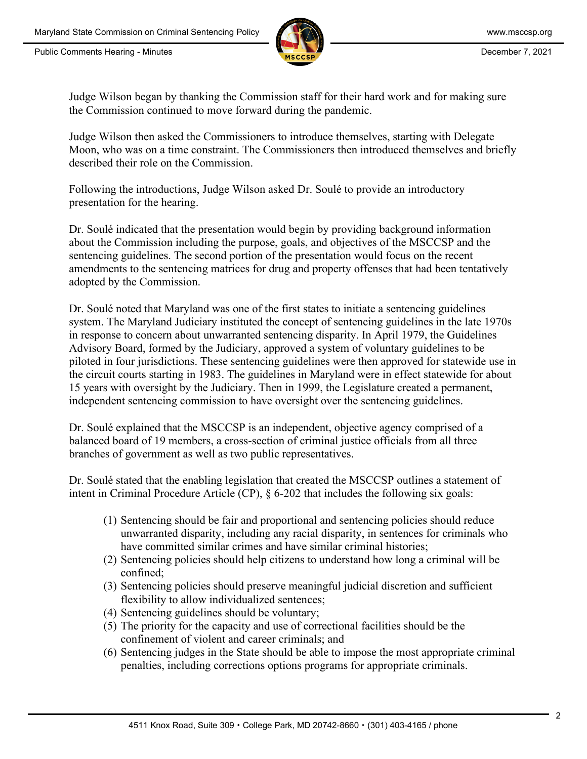Judge Wilson began by thanking the Commission staff for their hard work and for making sure the Commission continued to move forward during the pandemic.

Judge Wilson then asked the Commissioners to introduce themselves, starting with Delegate Moon, who was on a time constraint. The Commissioners then introduced themselves and briefly described their role on the Commission.

Following the introductions, Judge Wilson asked Dr. Soulé to provide an introductory presentation for the hearing.

Dr. Soulé indicated that the presentation would begin by providing background information about the Commission including the purpose, goals, and objectives of the MSCCSP and the sentencing guidelines. The second portion of the presentation would focus on the recent amendments to the sentencing matrices for drug and property offenses that had been tentatively adopted by the Commission.

Dr. Soulé noted that Maryland was one of the first states to initiate a sentencing guidelines system. The Maryland Judiciary instituted the concept of sentencing guidelines in the late 1970s in response to concern about unwarranted sentencing disparity. In April 1979, the Guidelines Advisory Board, formed by the Judiciary, approved a system of voluntary guidelines to be piloted in four jurisdictions. These sentencing guidelines were then approved for statewide use in the circuit courts starting in 1983. The guidelines in Maryland were in effect statewide for about 15 years with oversight by the Judiciary. Then in 1999, the Legislature created a permanent, independent sentencing commission to have oversight over the sentencing guidelines.

Dr. Soulé explained that the MSCCSP is an independent, objective agency comprised of a balanced board of 19 members, a cross-section of criminal justice officials from all three branches of government as well as two public representatives.

Dr. Soulé stated that the enabling legislation that created the MSCCSP outlines a statement of intent in Criminal Procedure Article (CP), § 6-202 that includes the following six goals:

(1) Sentencing should be fair and proportional and sentencing policies should reduce unwarranted disparity, including any racial disparity, in sentences for criminals who have committed similar crimes and have similar criminal histories;
(2) Sentencing policies should help citizens to understand how long a criminal will be confined;
(3) Sentencing policies should preserve meaningful judicial discretion and sufficient flexibility to allow individualized sentences;
(4) Sentencing guidelines should be voluntary;
(5) The priority for the capacity and use of correctional facilities should be the confinement of violent and career criminals; and
(6) Sentencing judges in the State should be able to impose the most appropriate criminal penalties, including corrections options programs for appropriate criminals.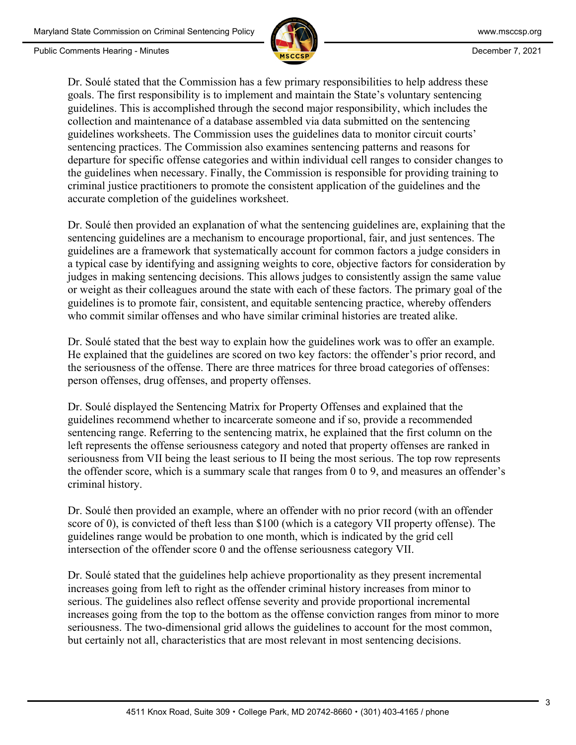Dr. Soulé stated that the Commission has a few primary responsibilities to help address these goals. The first responsibility is to implement and maintain the State's voluntary sentencing guidelines. This is accomplished through the second major responsibility, which includes the collection and maintenance of a database assembled via data submitted on the sentencing guidelines worksheets. The Commission uses the guidelines data to monitor circuit courts' sentencing practices. The Commission also examines sentencing patterns and reasons for departure for specific offense categories and within individual cell ranges to consider changes to the guidelines when necessary. Finally, the Commission is responsible for providing training to criminal justice practitioners to promote the consistent application of the guidelines and the accurate completion of the guidelines worksheet.

Dr. Soulé then provided an explanation of what the sentencing guidelines are, explaining that the sentencing guidelines are a mechanism to encourage proportional, fair, and just sentences. The guidelines are a framework that systematically account for common factors a judge considers in a typical case by identifying and assigning weights to core, objective factors for consideration by judges in making sentencing decisions. This allows judges to consistently assign the same value or weight as their colleagues around the state with each of these factors. The primary goal of the guidelines is to promote fair, consistent, and equitable sentencing practice, whereby offenders who commit similar offenses and who have similar criminal histories are treated alike.

Dr. Soulé stated that the best way to explain how the guidelines work was to offer an example. He explained that the guidelines are scored on two key factors: the offender's prior record, and the seriousness of the offense. There are three matrices for three broad categories of offenses: person offenses, drug offenses, and property offenses.

Dr. Soulé displayed the Sentencing Matrix for Property Offenses and explained that the guidelines recommend whether to incarcerate someone and if so, provide a recommended sentencing range. Referring to the sentencing matrix, he explained that the first column on the left represents the offense seriousness category and noted that property offenses are ranked in seriousness from VII being the least serious to II being the most serious. The top row represents the offender score, which is a summary scale that ranges from 0 to 9, and measures an offender's criminal history.

Dr. Soulé then provided an example, where an offender with no prior record (with an offender score of 0), is convicted of theft less than $100 (which is a category VII property offense). The guidelines range would be probation to one month, which is indicated by the grid cell intersection of the offender score 0 and the offense seriousness category VII.

Dr. Soulé stated that the guidelines help achieve proportionality as they present incremental increases going from left to right as the offender criminal history increases from minor to serious. The guidelines also reflect offense severity and provide proportional incremental increases going from the top to the bottom as the offense conviction ranges from minor to more seriousness. The two-dimensional grid allows the guidelines to account for the most common, but certainly not all, characteristics that are most relevant in most sentencing decisions.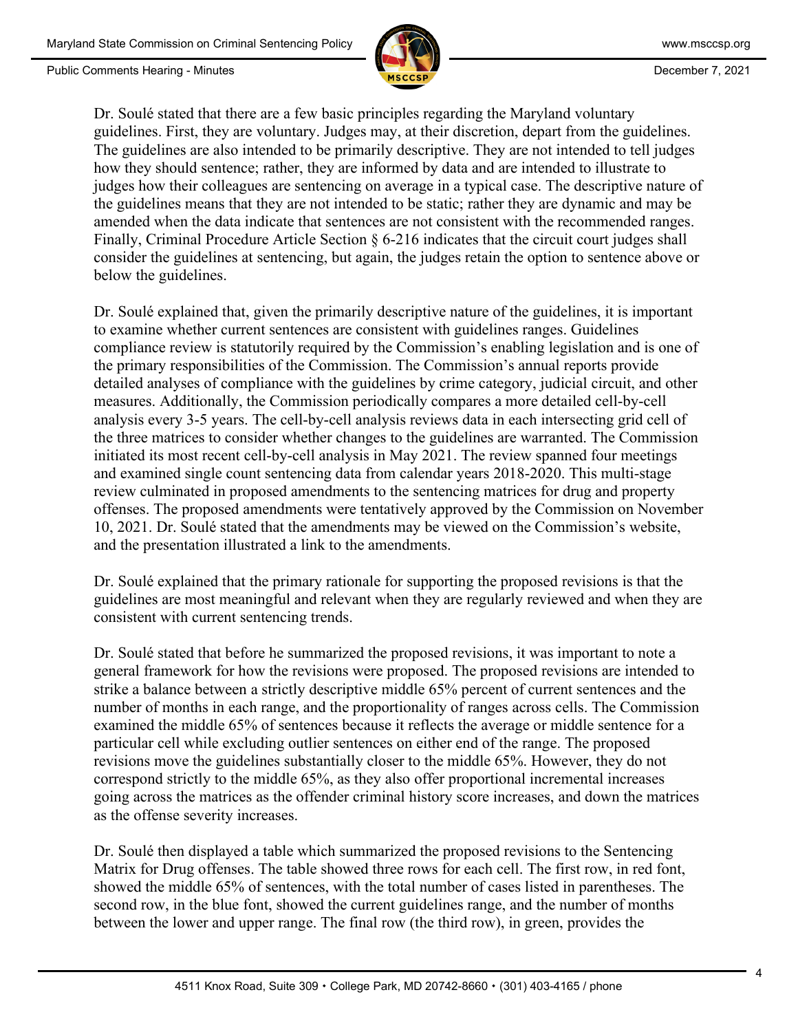Dr. Soulé stated that there are a few basic principles regarding the Maryland voluntary guidelines. First, they are voluntary. Judges may, at their discretion, depart from the guidelines. The guidelines are also intended to be primarily descriptive. They are not intended to tell judges how they should sentence; rather, they are informed by data and are intended to illustrate to judges how their colleagues are sentencing on average in a typical case. The descriptive nature of the guidelines means that they are not intended to be static; rather they are dynamic and may be amended when the data indicate that sentences are not consistent with the recommended ranges. Finally, Criminal Procedure Article Section § 6-216 indicates that the circuit court judges shall consider the guidelines at sentencing, but again, the judges retain the option to sentence above or below the guidelines.

Dr. Soulé explained that, given the primarily descriptive nature of the guidelines, it is important to examine whether current sentences are consistent with guidelines ranges. Guidelines compliance review is statutorily required by the Commission's enabling legislation and is one of the primary responsibilities of the Commission. The Commission's annual reports provide detailed analyses of compliance with the guidelines by crime category, judicial circuit, and other measures. Additionally, the Commission periodically compares a more detailed cell-by-cell analysis every 3-5 years. The cell-by-cell analysis reviews data in each intersecting grid cell of the three matrices to consider whether changes to the guidelines are warranted. The Commission initiated its most recent cell-by-cell analysis in May 2021. The review spanned four meetings and examined single count sentencing data from calendar years 2018-2020. This multi-stage review culminated in proposed amendments to the sentencing matrices for drug and property offenses. The proposed amendments were tentatively approved by the Commission on November 10, 2021. Dr. Soulé stated that the amendments may be viewed on the Commission's website, and the presentation illustrated a link to the amendments.

Dr. Soulé explained that the primary rationale for supporting the proposed revisions is that the guidelines are most meaningful and relevant when they are regularly reviewed and when they are consistent with current sentencing trends.

Dr. Soulé stated that before he summarized the proposed revisions, it was important to note a general framework for how the revisions were proposed. The proposed revisions are intended to strike a balance between a strictly descriptive middle 65% percent of current sentences and the number of months in each range, and the proportionality of ranges across cells. The Commission examined the middle 65% of sentences because it reflects the average or middle sentence for a particular cell while excluding outlier sentences on either end of the range. The proposed revisions move the guidelines substantially closer to the middle 65%. However, they do not correspond strictly to the middle 65%, as they also offer proportional incremental increases going across the matrices as the offender criminal history score increases, and down the matrices as the offense severity increases.

Dr. Soulé then displayed a table which summarized the proposed revisions to the Sentencing Matrix for Drug offenses. The table showed three rows for each cell. The first row, in red font, showed the middle 65% of sentences, with the total number of cases listed in parentheses. The second row, in the blue font, showed the current guidelines range, and the number of months between the lower and upper range. The final row (the third row), in green, provides the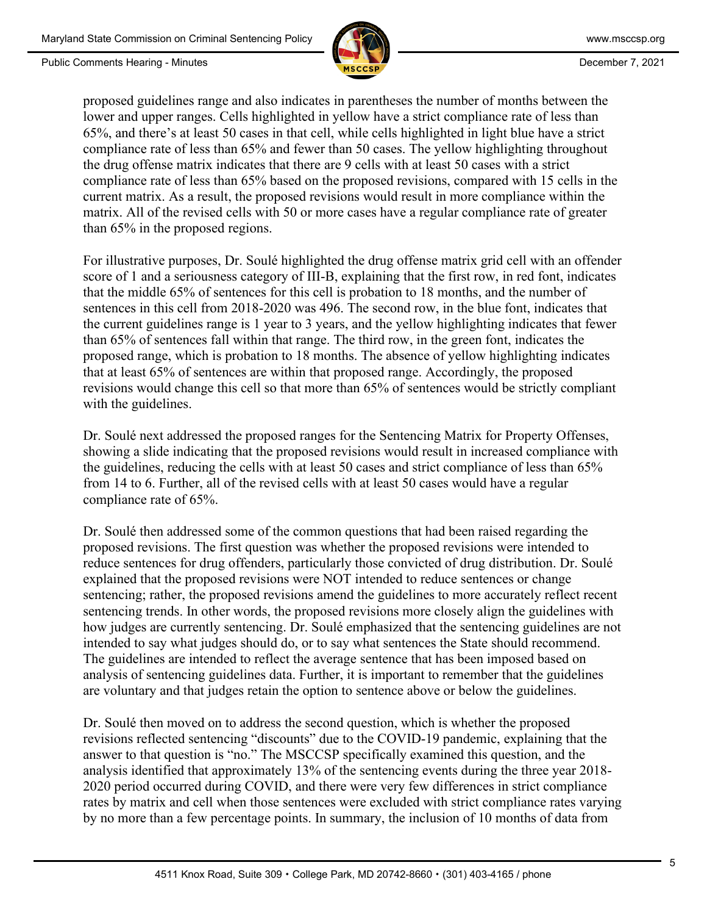proposed guidelines range and also indicates in parentheses the number of months between the lower and upper ranges. Cells highlighted in yellow have a strict compliance rate of less than 65%, and there's at least 50 cases in that cell, while cells highlighted in light blue have a strict compliance rate of less than 65% and fewer than 50 cases. The yellow highlighting throughout the drug offense matrix indicates that there are 9 cells with at least 50 cases with a strict compliance rate of less than 65% based on the proposed revisions, compared with 15 cells in the current matrix. As a result, the proposed revisions would result in more compliance within the matrix. All of the revised cells with 50 or more cases have a regular compliance rate of greater than 65% in the proposed regions.

For illustrative purposes, Dr. Soulé highlighted the drug offense matrix grid cell with an offender score of 1 and a seriousness category of III-B, explaining that the first row, in red font, indicates that the middle 65% of sentences for this cell is probation to 18 months, and the number of sentences in this cell from 2018-2020 was 496. The second row, in the blue font, indicates that the current guidelines range is 1 year to 3 years, and the yellow highlighting indicates that fewer than 65% of sentences fall within that range. The third row, in the green font, indicates the proposed range, which is probation to 18 months. The absence of yellow highlighting indicates that at least 65% of sentences are within that proposed range. Accordingly, the proposed revisions would change this cell so that more than 65% of sentences would be strictly compliant with the guidelines.

Dr. Soulé next addressed the proposed ranges for the Sentencing Matrix for Property Offenses, showing a slide indicating that the proposed revisions would result in increased compliance with the guidelines, reducing the cells with at least 50 cases and strict compliance of less than 65% from 14 to 6. Further, all of the revised cells with at least 50 cases would have a regular compliance rate of 65%.

Dr. Soulé then addressed some of the common questions that had been raised regarding the proposed revisions. The first question was whether the proposed revisions were intended to reduce sentences for drug offenders, particularly those convicted of drug distribution. Dr. Soulé explained that the proposed revisions were NOT intended to reduce sentences or change sentencing; rather, the proposed revisions amend the guidelines to more accurately reflect recent sentencing trends. In other words, the proposed revisions more closely align the guidelines with how judges are currently sentencing. Dr. Soulé emphasized that the sentencing guidelines are not intended to say what judges should do, or to say what sentences the State should recommend. The guidelines are intended to reflect the average sentence that has been imposed based on analysis of sentencing guidelines data. Further, it is important to remember that the guidelines are voluntary and that judges retain the option to sentence above or below the guidelines.

Dr. Soulé then moved on to address the second question, which is whether the proposed revisions reflected sentencing "discounts" due to the COVID-19 pandemic, explaining that the answer to that question is "no." The MSCCSP specifically examined this question, and the analysis identified that approximately 13% of the sentencing events during the three year 2018-2020 period occurred during COVID, and there were very few differences in strict compliance rates by matrix and cell when those sentences were excluded with strict compliance rates varying by no more than a few percentage points. In summary, the inclusion of 10 months of data from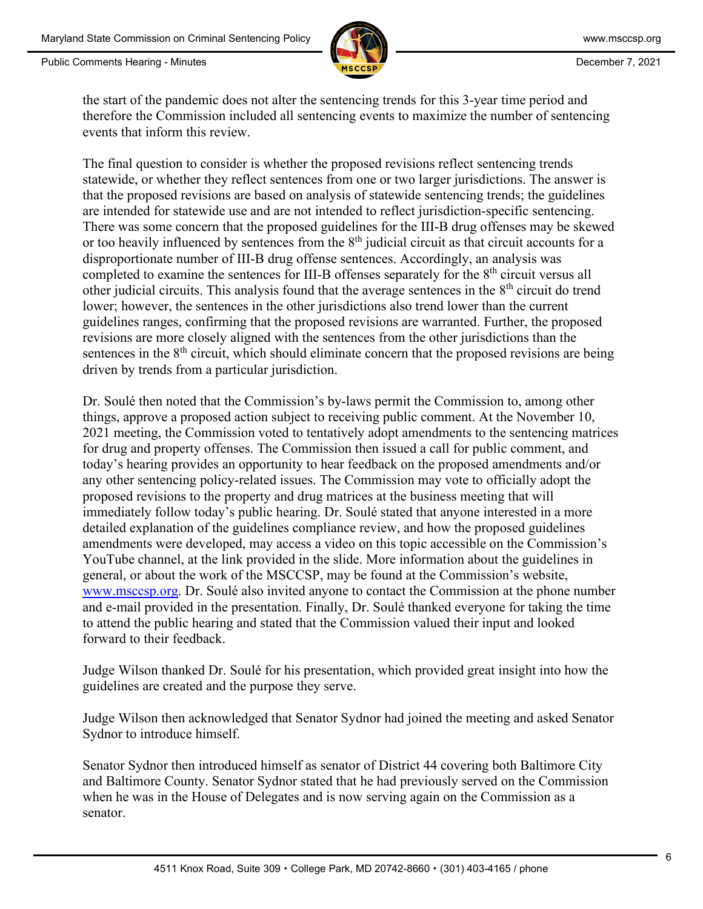the start of the pandemic does not alter the sentencing trends for this 3-year time period and therefore the Commission included all sentencing events to maximize the number of sentencing events that inform this review.

The final question to consider is whether the proposed revisions reflect sentencing trends statewide, or whether they reflect sentences from one or two larger jurisdictions. The answer is that the proposed revisions are based on analysis of statewide sentencing trends; the guidelines are intended for statewide use and are not intended to reflect jurisdiction-specific sentencing. There was some concern that the proposed guidelines for the III-B drug offenses may be skewed or too heavily influenced by sentences from the 8th judicial circuit as that circuit accounts for a disproportionate number of III-B drug offense sentences. Accordingly, an analysis was completed to examine the sentences for III-B offenses separately for the 8th circuit versus all other judicial circuits. This analysis found that the average sentences in the 8th circuit do trend lower; however, the sentences in the other jurisdictions also trend lower than the current guidelines ranges, confirming that the proposed revisions are warranted. Further, the proposed revisions are more closely aligned with the sentences from the other jurisdictions than the sentences in the 8th circuit, which should eliminate concern that the proposed revisions are being driven by trends from a particular jurisdiction.

Dr. Soulé then noted that the Commission's by-laws permit the Commission to, among other things, approve a proposed action subject to receiving public comment. At the November 10, 2021 meeting, the Commission voted to tentatively adopt amendments to the sentencing matrices for drug and property offenses. The Commission then issued a call for public comment, and today's hearing provides an opportunity to hear feedback on the proposed amendments and/or any other sentencing policy-related issues. The Commission may vote to officially adopt the proposed revisions to the property and drug matrices at the business meeting that will immediately follow today's public hearing. Dr. Soulé stated that anyone interested in a more detailed explanation of the guidelines compliance review, and how the proposed guidelines amendments were developed, may access a video on this topic accessible on the Commission's YouTube channel, at the link provided in the slide. More information about the guidelines in general, or about the work of the MSCCSP, may be found at the Commission's website, [www.msccsp.org](http://www.msccsp.org). Dr. Soulé also invited anyone to contact the Commission at the phone number and e-mail provided in the presentation. Finally, Dr. Soulé thanked everyone for taking the time to attend the public hearing and stated that the Commission valued their input and looked forward to their feedback.

Judge Wilson thanked Dr. Soulé for his presentation, which provided great insight into how the guidelines are created and the purpose they serve.

Judge Wilson then acknowledged that Senator Sydnor had joined the meeting and asked Senator Sydnor to introduce himself.

Senator Sydnor then introduced himself as senator of District 44 covering both Baltimore City and Baltimore County. Senator Sydnor stated that he had previously served on the Commission when he was in the House of Delegates and is now serving again on the Commission as a senator.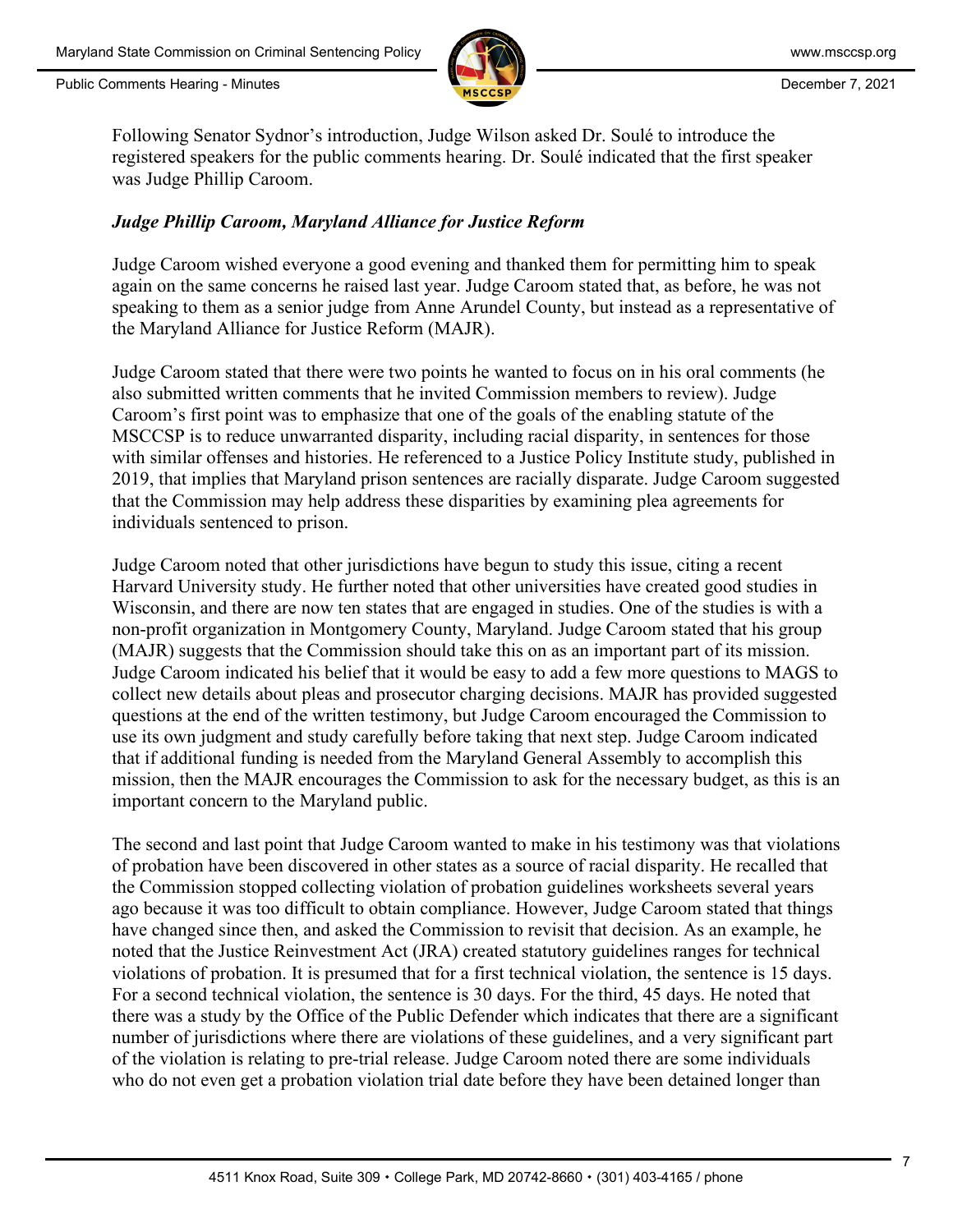Following Senator Sydnor's introduction, Judge Wilson asked Dr. Soulé to introduce the registered speakers for the public comments hearing. Dr. Soulé indicated that the first speaker was Judge Phillip Caroom.

***Judge Phillip Caroom, Maryland Alliance for Justice Reform***

Judge Caroom wished everyone a good evening and thanked them for permitting him to speak again on the same concerns he raised last year. Judge Caroom stated that, as before, he was not speaking to them as a senior judge from Anne Arundel County, but instead as a representative of the Maryland Alliance for Justice Reform (MAJR).

Judge Caroom stated that there were two points he wanted to focus on in his oral comments (he also submitted written comments that he invited Commission members to review). Judge Caroom's first point was to emphasize that one of the goals of the enabling statute of the MSCCSP is to reduce unwarranted disparity, including racial disparity, in sentences for those with similar offenses and histories. He referenced to a Justice Policy Institute study, published in 2019, that implies that Maryland prison sentences are racially disparate. Judge Caroom suggested that the Commission may help address these disparities by examining plea agreements for individuals sentenced to prison.

Judge Caroom noted that other jurisdictions have begun to study this issue, citing a recent Harvard University study. He further noted that other universities have created good studies in Wisconsin, and there are now ten states that are engaged in studies. One of the studies is with a non-profit organization in Montgomery County, Maryland. Judge Caroom stated that his group (MAJR) suggests that the Commission should take this on as an important part of its mission. Judge Caroom indicated his belief that it would be easy to add a few more questions to MAGS to collect new details about pleas and prosecutor charging decisions. MAJR has provided suggested questions at the end of the written testimony, but Judge Caroom encouraged the Commission to use its own judgment and study carefully before taking that next step. Judge Caroom indicated that if additional funding is needed from the Maryland General Assembly to accomplish this mission, then the MAJR encourages the Commission to ask for the necessary budget, as this is an important concern to the Maryland public.

The second and last point that Judge Caroom wanted to make in his testimony was that violations of probation have been discovered in other states as a source of racial disparity. He recalled that the Commission stopped collecting violation of probation guidelines worksheets several years ago because it was too difficult to obtain compliance. However, Judge Caroom stated that things have changed since then, and asked the Commission to revisit that decision. As an example, he noted that the Justice Reinvestment Act (JRA) created statutory guidelines ranges for technical violations of probation. It is presumed that for a first technical violation, the sentence is 15 days. For a second technical violation, the sentence is 30 days. For the third, 45 days. He noted that there was a study by the Office of the Public Defender which indicates that there are a significant number of jurisdictions where there are violations of these guidelines, and a very significant part of the violation is relating to pre-trial release. Judge Caroom noted there are some individuals who do not even get a probation violation trial date before they have been detained longer than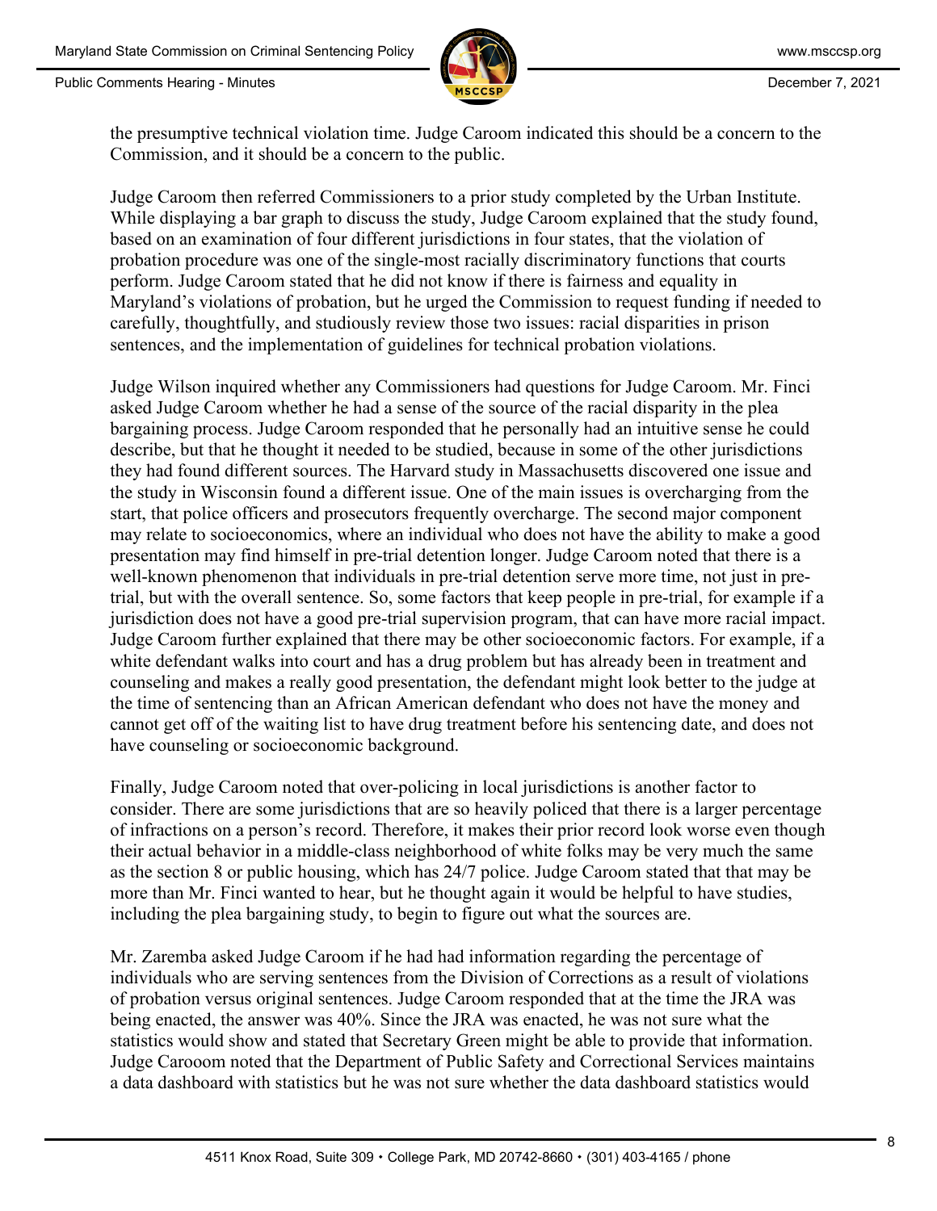the presumptive technical violation time. Judge Caroom indicated this should be a concern to the Commission, and it should be a concern to the public.

Judge Caroom then referred Commissioners to a prior study completed by the Urban Institute. While displaying a bar graph to discuss the study, Judge Caroom explained that the study found, based on an examination of four different jurisdictions in four states, that the violation of probation procedure was one of the single-most racially discriminatory functions that courts perform. Judge Caroom stated that he did not know if there is fairness and equality in Maryland's violations of probation, but he urged the Commission to request funding if needed to carefully, thoughtfully, and studiously review those two issues: racial disparities in prison sentences, and the implementation of guidelines for technical probation violations.

Judge Wilson inquired whether any Commissioners had questions for Judge Caroom. Mr. Finci asked Judge Caroom whether he had a sense of the source of the racial disparity in the plea bargaining process. Judge Caroom responded that he personally had an intuitive sense he could describe, but that he thought it needed to be studied, because in some of the other jurisdictions they had found different sources. The Harvard study in Massachusetts discovered one issue and the study in Wisconsin found a different issue. One of the main issues is overcharging from the start, that police officers and prosecutors frequently overcharge. The second major component may relate to socioeconomics, where an individual who does not have the ability to make a good presentation may find himself in pre-trial detention longer. Judge Caroom noted that there is a well-known phenomenon that individuals in pre-trial detention serve more time, not just in pre-trial, but with the overall sentence. So, some factors that keep people in pre-trial, for example if a jurisdiction does not have a good pre-trial supervision program, that can have more racial impact. Judge Caroom further explained that there may be other socioeconomic factors. For example, if a white defendant walks into court and has a drug problem but has already been in treatment and counseling and makes a really good presentation, the defendant might look better to the judge at the time of sentencing than an African American defendant who does not have the money and cannot get off of the waiting list to have drug treatment before his sentencing date, and does not have counseling or socioeconomic background.

Finally, Judge Caroom noted that over-policing in local jurisdictions is another factor to consider. There are some jurisdictions that are so heavily policed that there is a larger percentage of infractions on a person's record. Therefore, it makes their prior record look worse even though their actual behavior in a middle-class neighborhood of white folks may be very much the same as the section 8 or public housing, which has 24/7 police. Judge Caroom stated that that may be more than Mr. Finci wanted to hear, but he thought again it would be helpful to have studies, including the plea bargaining study, to begin to figure out what the sources are.

Mr. Zaremba asked Judge Caroom if he had had information regarding the percentage of individuals who are serving sentences from the Division of Corrections as a result of violations of probation versus original sentences. Judge Caroom responded that at the time the JRA was being enacted, the answer was 40%. Since the JRA was enacted, he was not sure what the statistics would show and stated that Secretary Green might be able to provide that information. Judge Carooom noted that the Department of Public Safety and Correctional Services maintains a data dashboard with statistics but he was not sure whether the data dashboard statistics would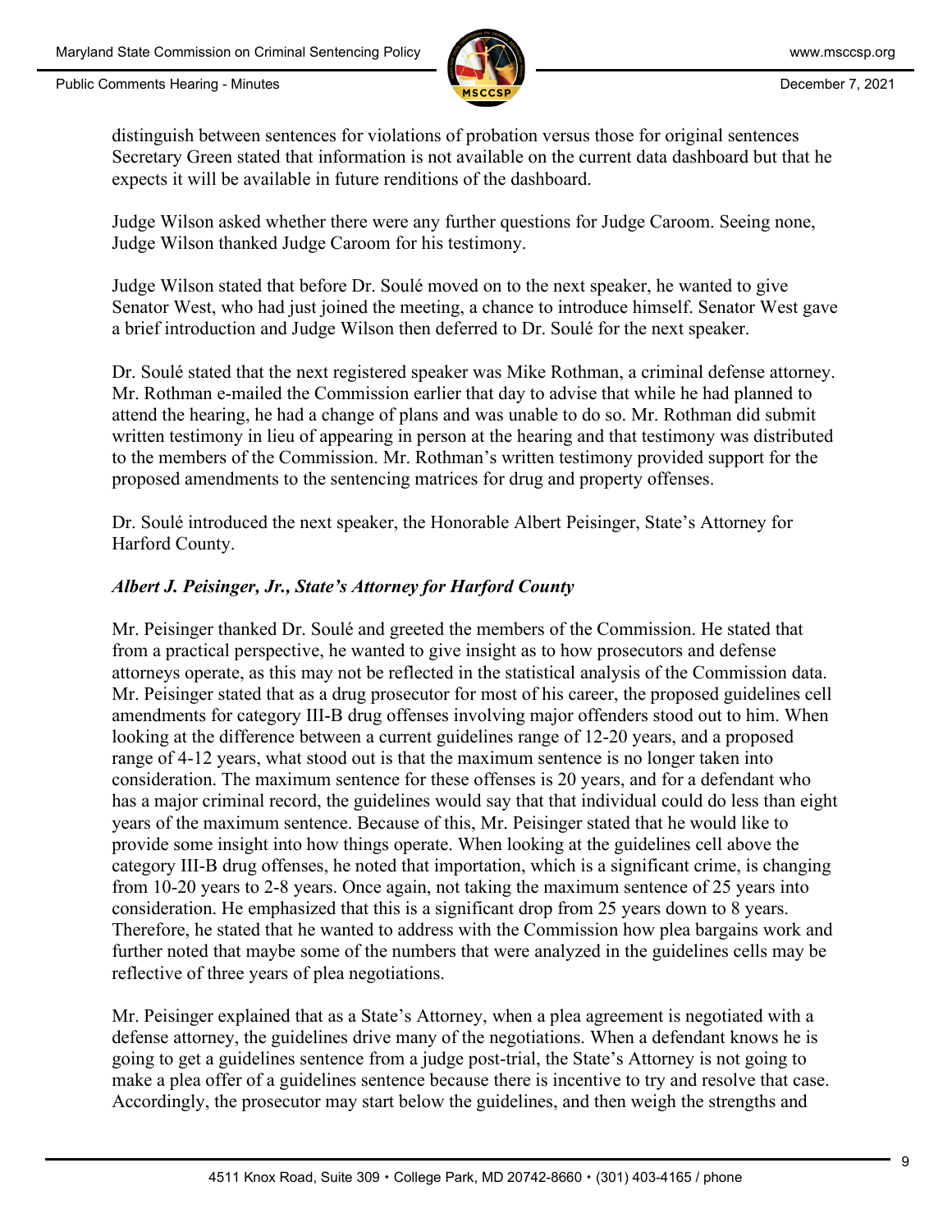distinguish between sentences for violations of probation versus those for original sentences Secretary Green stated that information is not available on the current data dashboard but that he expects it will be available in future renditions of the dashboard.

Judge Wilson asked whether there were any further questions for Judge Caroom. Seeing none, Judge Wilson thanked Judge Caroom for his testimony.

Judge Wilson stated that before Dr. Soulé moved on to the next speaker, he wanted to give Senator West, who had just joined the meeting, a chance to introduce himself. Senator West gave a brief introduction and Judge Wilson then deferred to Dr. Soulé for the next speaker.

Dr. Soulé stated that the next registered speaker was Mike Rothman, a criminal defense attorney. Mr. Rothman e-mailed the Commission earlier that day to advise that while he had planned to attend the hearing, he had a change of plans and was unable to do so. Mr. Rothman did submit written testimony in lieu of appearing in person at the hearing and that testimony was distributed to the members of the Commission. Mr. Rothman's written testimony provided support for the proposed amendments to the sentencing matrices for drug and property offenses.

Dr. Soulé introduced the next speaker, the Honorable Albert Peisinger, State's Attorney for Harford County.

***Albert J. Peisinger, Jr., State's Attorney for Harford County***

Mr. Peisinger thanked Dr. Soulé and greeted the members of the Commission. He stated that from a practical perspective, he wanted to give insight as to how prosecutors and defense attorneys operate, as this may not be reflected in the statistical analysis of the Commission data. Mr. Peisinger stated that as a drug prosecutor for most of his career, the proposed guidelines cell amendments for category III-B drug offenses involving major offenders stood out to him. When looking at the difference between a current guidelines range of 12-20 years, and a proposed range of 4-12 years, what stood out is that the maximum sentence is no longer taken into consideration. The maximum sentence for these offenses is 20 years, and for a defendant who has a major criminal record, the guidelines would say that that individual could do less than eight years of the maximum sentence. Because of this, Mr. Peisinger stated that he would like to provide some insight into how things operate. When looking at the guidelines cell above the category III-B drug offenses, he noted that importation, which is a significant crime, is changing from 10-20 years to 2-8 years. Once again, not taking the maximum sentence of 25 years into consideration. He emphasized that this is a significant drop from 25 years down to 8 years. Therefore, he stated that he wanted to address with the Commission how plea bargains work and further noted that maybe some of the numbers that were analyzed in the guidelines cells may be reflective of three years of plea negotiations.

Mr. Peisinger explained that as a State's Attorney, when a plea agreement is negotiated with a defense attorney, the guidelines drive many of the negotiations. When a defendant knows he is going to get a guidelines sentence from a judge post-trial, the State's Attorney is not going to make a plea offer of a guidelines sentence because there is incentive to try and resolve that case. Accordingly, the prosecutor may start below the guidelines, and then weigh the strengths and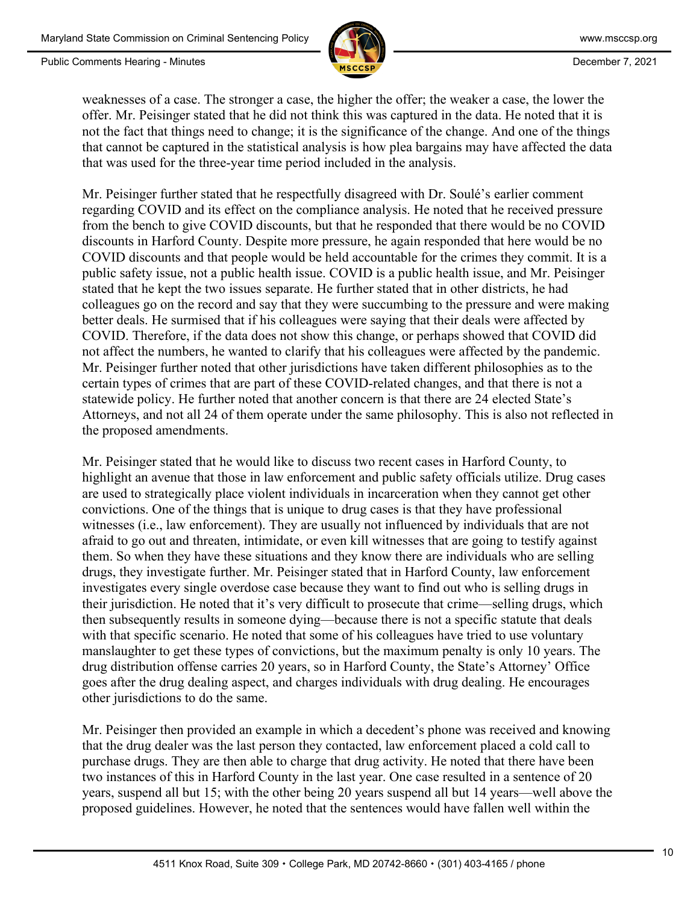weaknesses of a case. The stronger a case, the higher the offer; the weaker a case, the lower the offer. Mr. Peisinger stated that he did not think this was captured in the data. He noted that it is not the fact that things need to change; it is the significance of the change. And one of the things that cannot be captured in the statistical analysis is how plea bargains may have affected the data that was used for the three-year time period included in the analysis.

Mr. Peisinger further stated that he respectfully disagreed with Dr. Soulé's earlier comment regarding COVID and its effect on the compliance analysis. He noted that he received pressure from the bench to give COVID discounts, but that he responded that there would be no COVID discounts in Harford County. Despite more pressure, he again responded that here would be no COVID discounts and that people would be held accountable for the crimes they commit. It is a public safety issue, not a public health issue. COVID is a public health issue, and Mr. Peisinger stated that he kept the two issues separate. He further stated that in other districts, he had colleagues go on the record and say that they were succumbing to the pressure and were making better deals. He surmised that if his colleagues were saying that their deals were affected by COVID. Therefore, if the data does not show this change, or perhaps showed that COVID did not affect the numbers, he wanted to clarify that his colleagues were affected by the pandemic. Mr. Peisinger further noted that other jurisdictions have taken different philosophies as to the certain types of crimes that are part of these COVID-related changes, and that there is not a statewide policy. He further noted that another concern is that there are 24 elected State's Attorneys, and not all 24 of them operate under the same philosophy. This is also not reflected in the proposed amendments.

Mr. Peisinger stated that he would like to discuss two recent cases in Harford County, to highlight an avenue that those in law enforcement and public safety officials utilize. Drug cases are used to strategically place violent individuals in incarceration when they cannot get other convictions. One of the things that is unique to drug cases is that they have professional witnesses (i.e., law enforcement). They are usually not influenced by individuals that are not afraid to go out and threaten, intimidate, or even kill witnesses that are going to testify against them. So when they have these situations and they know there are individuals who are selling drugs, they investigate further. Mr. Peisinger stated that in Harford County, law enforcement investigates every single overdose case because they want to find out who is selling drugs in their jurisdiction. He noted that it's very difficult to prosecute that crime—selling drugs, which then subsequently results in someone dying—because there is not a specific statute that deals with that specific scenario. He noted that some of his colleagues have tried to use voluntary manslaughter to get these types of convictions, but the maximum penalty is only 10 years. The drug distribution offense carries 20 years, so in Harford County, the State's Attorney' Office goes after the drug dealing aspect, and charges individuals with drug dealing. He encourages other jurisdictions to do the same.

Mr. Peisinger then provided an example in which a decedent's phone was received and knowing that the drug dealer was the last person they contacted, law enforcement placed a cold call to purchase drugs. They are then able to charge that drug activity. He noted that there have been two instances of this in Harford County in the last year. One case resulted in a sentence of 20 years, suspend all but 15; with the other being 20 years suspend all but 14 years—well above the proposed guidelines. However, he noted that the sentences would have fallen well within the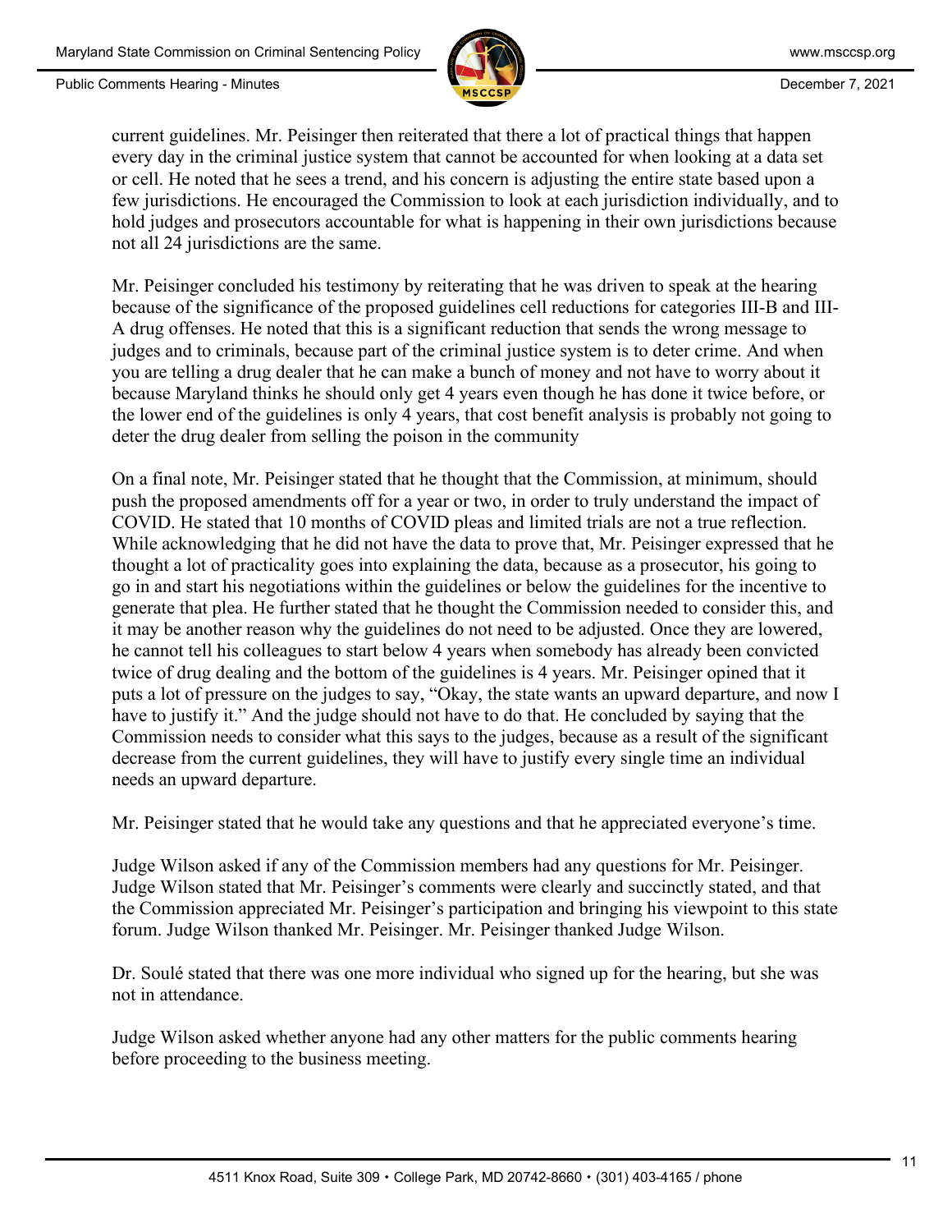current guidelines. Mr. Peisinger then reiterated that there a lot of practical things that happen every day in the criminal justice system that cannot be accounted for when looking at a data set or cell. He noted that he sees a trend, and his concern is adjusting the entire state based upon a few jurisdictions. He encouraged the Commission to look at each jurisdiction individually, and to hold judges and prosecutors accountable for what is happening in their own jurisdictions because not all 24 jurisdictions are the same.

Mr. Peisinger concluded his testimony by reiterating that he was driven to speak at the hearing because of the significance of the proposed guidelines cell reductions for categories III-B and III-A drug offenses. He noted that this is a significant reduction that sends the wrong message to judges and to criminals, because part of the criminal justice system is to deter crime. And when you are telling a drug dealer that he can make a bunch of money and not have to worry about it because Maryland thinks he should only get 4 years even though he has done it twice before, or the lower end of the guidelines is only 4 years, that cost benefit analysis is probably not going to deter the drug dealer from selling the poison in the community

On a final note, Mr. Peisinger stated that he thought that the Commission, at minimum, should push the proposed amendments off for a year or two, in order to truly understand the impact of COVID. He stated that 10 months of COVID pleas and limited trials are not a true reflection. While acknowledging that he did not have the data to prove that, Mr. Peisinger expressed that he thought a lot of practicality goes into explaining the data, because as a prosecutor, his going to go in and start his negotiations within the guidelines or below the guidelines for the incentive to generate that plea. He further stated that he thought the Commission needed to consider this, and it may be another reason why the guidelines do not need to be adjusted. Once they are lowered, he cannot tell his colleagues to start below 4 years when somebody has already been convicted twice of drug dealing and the bottom of the guidelines is 4 years. Mr. Peisinger opined that it puts a lot of pressure on the judges to say, "Okay, the state wants an upward departure, and now I have to justify it." And the judge should not have to do that. He concluded by saying that the Commission needs to consider what this says to the judges, because as a result of the significant decrease from the current guidelines, they will have to justify every single time an individual needs an upward departure.

Mr. Peisinger stated that he would take any questions and that he appreciated everyone's time.

Judge Wilson asked if any of the Commission members had any questions for Mr. Peisinger. Judge Wilson stated that Mr. Peisinger's comments were clearly and succinctly stated, and that the Commission appreciated Mr. Peisinger's participation and bringing his viewpoint to this state forum. Judge Wilson thanked Mr. Peisinger. Mr. Peisinger thanked Judge Wilson.

Dr. Soulé stated that there was one more individual who signed up for the hearing, but she was not in attendance.

Judge Wilson asked whether anyone had any other matters for the public comments hearing before proceeding to the business meeting.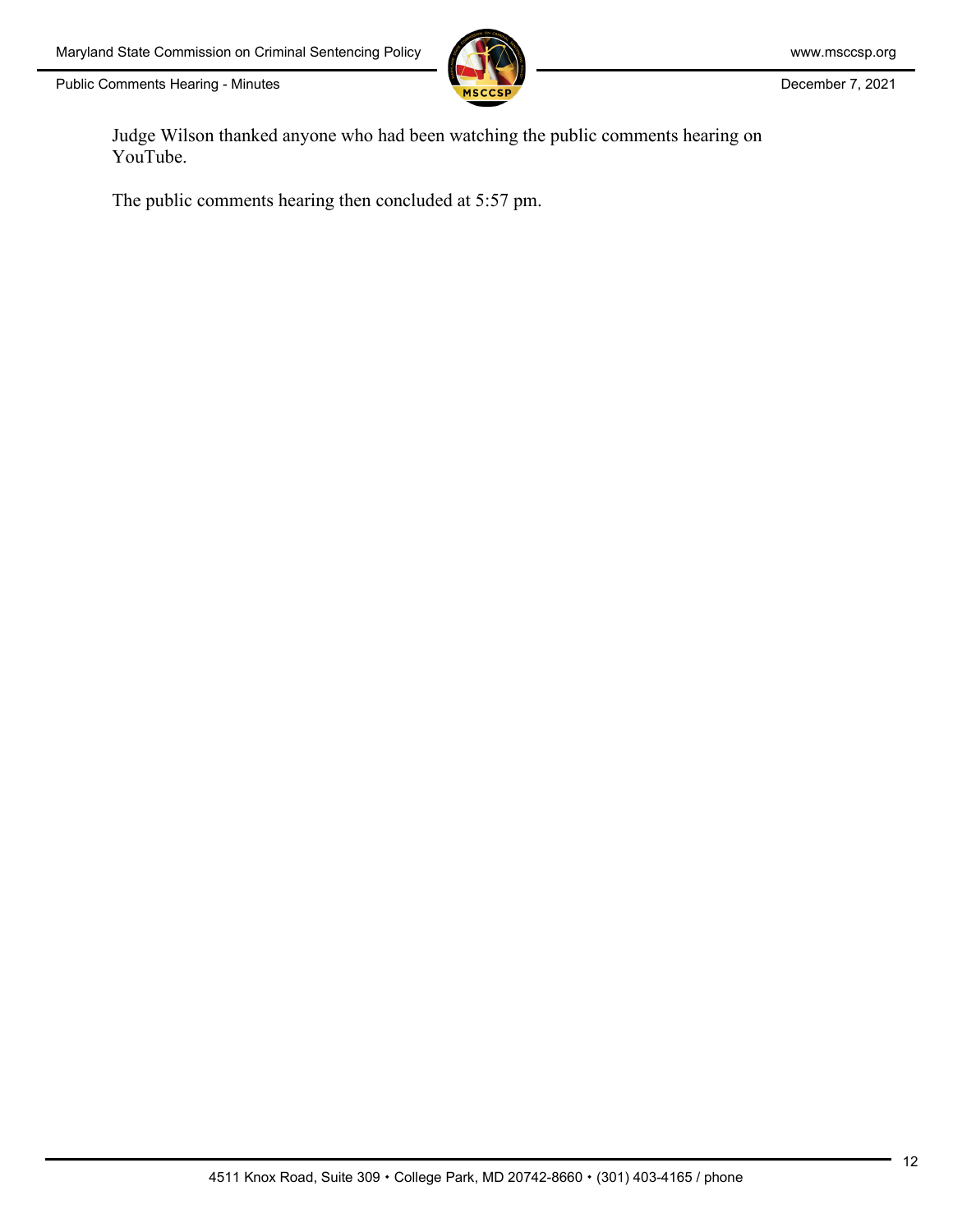Judge Wilson thanked anyone who had been watching the public comments hearing on YouTube.

The public comments hearing then concluded at 5:57 pm.